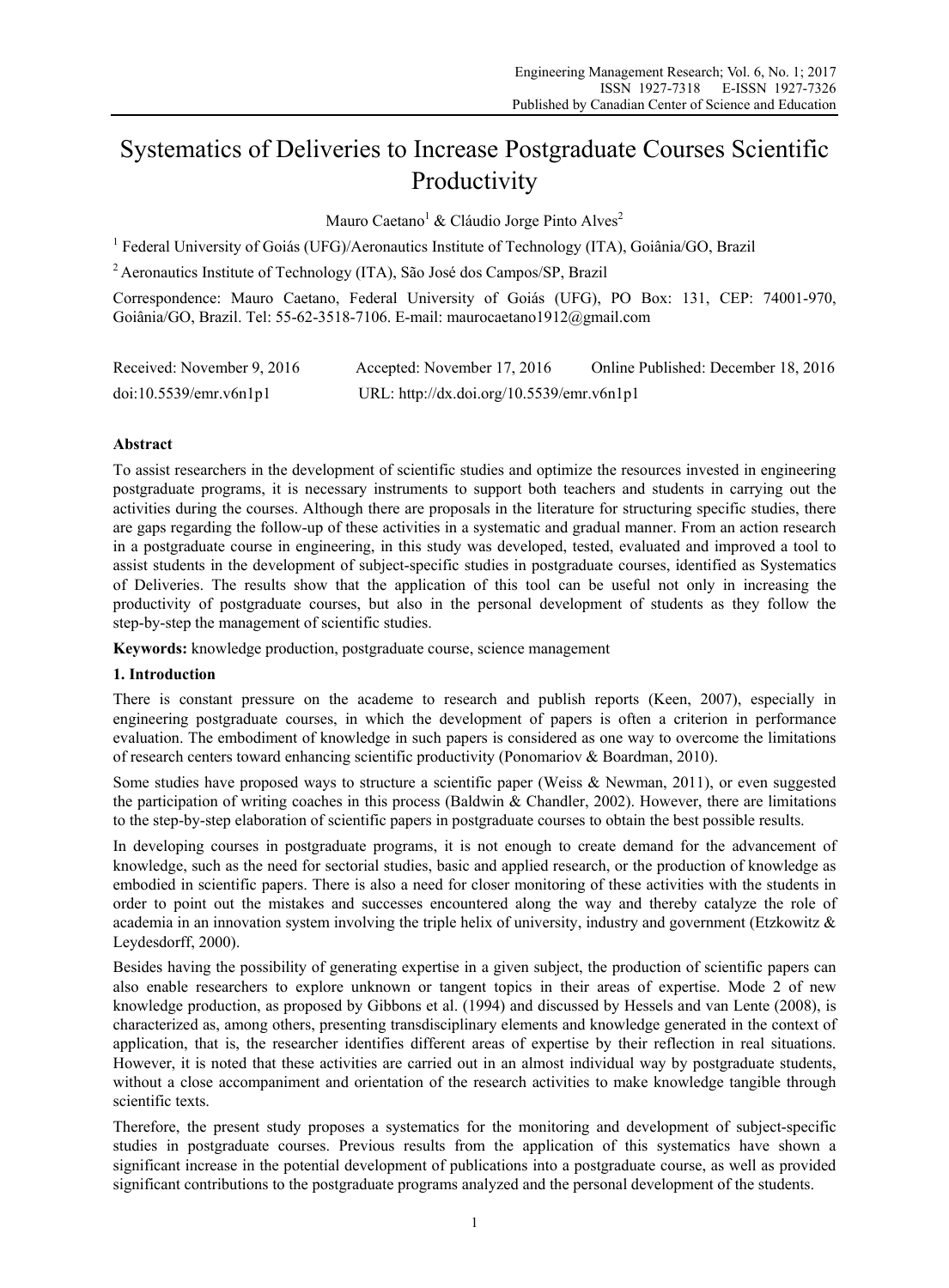# Systematics of Deliveries to Increase Postgraduate Courses Scientific Productivity

Mauro Caetano[1] & Cláudio Jorge Pinto Alves[2]

[1] Federal University of Goiás (UFG)/Aeronautics Institute of Technology (ITA), Goiânia/GO, Brazil

[2] Aeronautics Institute of Technology (ITA), São José dos Campos/SP, Brazil

Correspondence: Mauro Caetano, Federal University of Goiás (UFG), PO Box: 131, CEP: 74001-970, Goiânia/GO, Brazil. Tel: 55-62-3518-7106. E-mail: maurocaetano1912@gmail.com

Received: November 9, 2016 Accepted: November 17, 2016 Online Published: December 18, 2016

doi:10.5539/emr.v6n1p1 URL: http://dx.doi.org/10.5539/emr.v6n1p1

## Abstract

To assist researchers in the development of scientific studies and optimize the resources invested in engineering postgraduate programs, it is necessary instruments to support both teachers and students in carrying out the activities during the courses. Although there are proposals in the literature for structuring specific studies, there are gaps regarding the follow-up of these activities in a systematic and gradual manner. From an action research in a postgraduate course in engineering, in this study was developed, tested, evaluated and improved a tool to assist students in the development of subject-specific studies in postgraduate courses, identified as Systematics of Deliveries. The results show that the application of this tool can be useful not only in increasing the productivity of postgraduate courses, but also in the personal development of students as they follow the step-by-step the management of scientific studies.

**Keywords:** knowledge production, postgraduate course, science management

## 1. Introduction

There is constant pressure on the academe to research and publish reports (Keen, 2007), especially in engineering postgraduate courses, in which the development of papers is often a criterion in performance evaluation. The embodiment of knowledge in such papers is considered as one way to overcome the limitations of research centers toward enhancing scientific productivity (Ponomariov & Boardman, 2010).

Some studies have proposed ways to structure a scientific paper (Weiss & Newman, 2011), or even suggested the participation of writing coaches in this process (Baldwin & Chandler, 2002). However, there are limitations to the step-by-step elaboration of scientific papers in postgraduate courses to obtain the best possible results.

In developing courses in postgraduate programs, it is not enough to create demand for the advancement of knowledge, such as the need for sectorial studies, basic and applied research, or the production of knowledge as embodied in scientific papers. There is also a need for closer monitoring of these activities with the students in order to point out the mistakes and successes encountered along the way and thereby catalyze the role of academia in an innovation system involving the triple helix of university, industry and government (Etzkowitz & Leydesdorff, 2000).

Besides having the possibility of generating expertise in a given subject, the production of scientific papers can also enable researchers to explore unknown or tangent topics in their areas of expertise. Mode 2 of new knowledge production, as proposed by Gibbons et al. (1994) and discussed by Hessels and van Lente (2008), is characterized as, among others, presenting transdisciplinary elements and knowledge generated in the context of application, that is, the researcher identifies different areas of expertise by their reflection in real situations. However, it is noted that these activities are carried out in an almost individual way by postgraduate students, without a close accompaniment and orientation of the research activities to make knowledge tangible through scientific texts.

Therefore, the present study proposes a systematics for the monitoring and development of subject-specific studies in postgraduate courses. Previous results from the application of this systematics have shown a significant increase in the potential development of publications into a postgraduate course, as well as provided significant contributions to the postgraduate programs analyzed and the personal development of the students.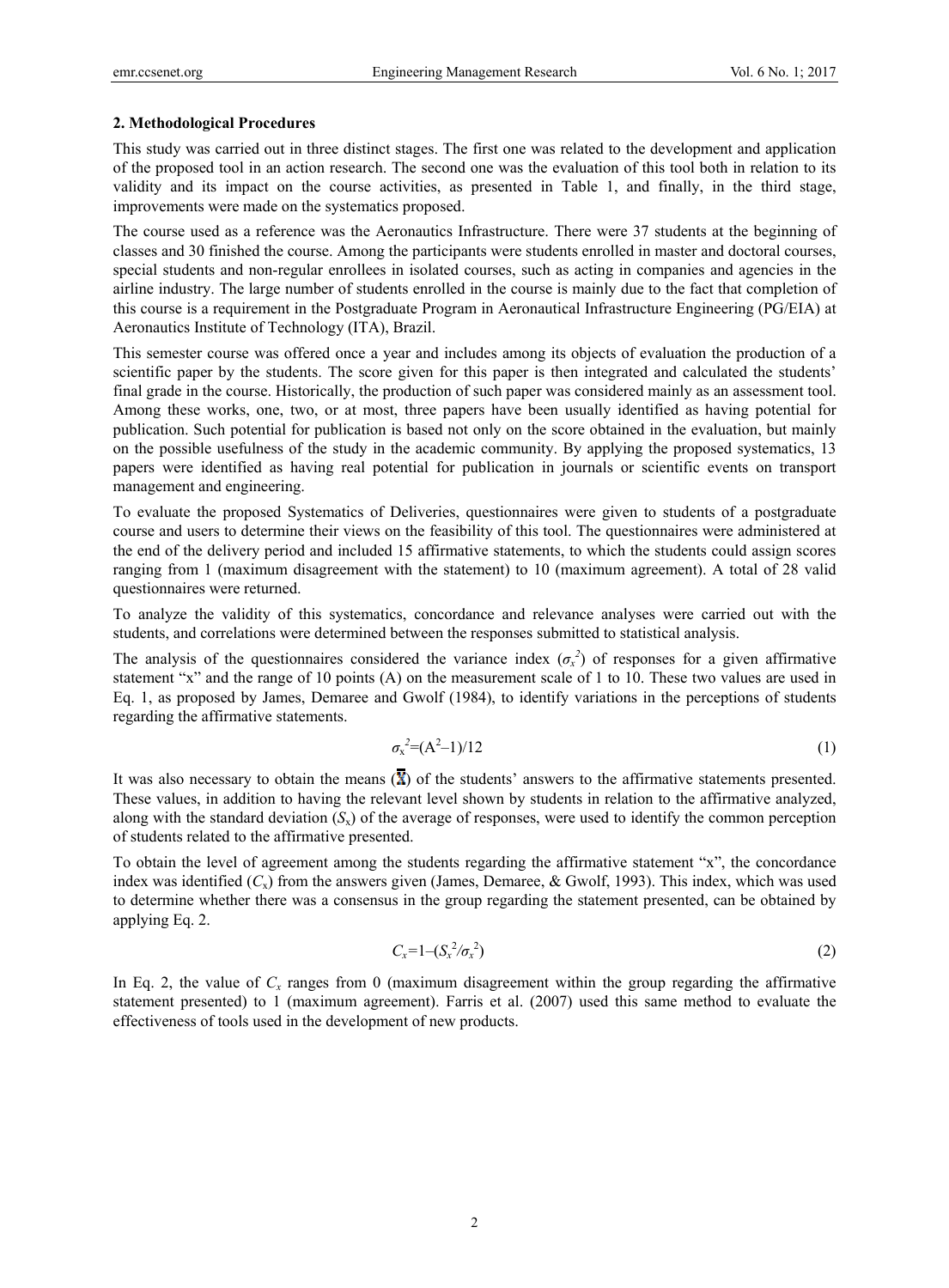## 2. Methodological Procedures

This study was carried out in three distinct stages. The first one was related to the development and application of the proposed tool in an action research. The second one was the evaluation of this tool both in relation to its validity and its impact on the course activities, as presented in Table 1, and finally, in the third stage, improvements were made on the systematics proposed.

The course used as a reference was the Aeronautics Infrastructure. There were 37 students at the beginning of classes and 30 finished the course. Among the participants were students enrolled in master and doctoral courses, special students and non-regular enrollees in isolated courses, such as acting in companies and agencies in the airline industry. The large number of students enrolled in the course is mainly due to the fact that completion of this course is a requirement in the Postgraduate Program in Aeronautical Infrastructure Engineering (PG/EIA) at Aeronautics Institute of Technology (ITA), Brazil.

This semester course was offered once a year and includes among its objects of evaluation the production of a scientific paper by the students. The score given for this paper is then integrated and calculated the students' final grade in the course. Historically, the production of such paper was considered mainly as an assessment tool. Among these works, one, two, or at most, three papers have been usually identified as having potential for publication. Such potential for publication is based not only on the score obtained in the evaluation, but mainly on the possible usefulness of the study in the academic community. By applying the proposed systematics, 13 papers were identified as having real potential for publication in journals or scientific events on transport management and engineering.

To evaluate the proposed Systematics of Deliveries, questionnaires were given to students of a postgraduate course and users to determine their views on the feasibility of this tool. The questionnaires were administered at the end of the delivery period and included 15 affirmative statements, to which the students could assign scores ranging from 1 (maximum disagreement with the statement) to 10 (maximum agreement). A total of 28 valid questionnaires were returned.

To analyze the validity of this systematics, concordance and relevance analyses were carried out with the students, and correlations were determined between the responses submitted to statistical analysis.

The analysis of the questionnaires considered the variance index ($\sigma_x^2$) of responses for a given affirmative statement "x" and the range of 10 points (A) on the measurement scale of 1 to 10. These two values are used in Eq. 1, as proposed by James, Demaree and Gwolf (1984), to identify variations in the perceptions of students regarding the affirmative statements.

$$\sigma_x^2=(A^2-1)/12 \tag{1}$$

It was also necessary to obtain the means ($\bar{X}$) of the students' answers to the affirmative statements presented. These values, in addition to having the relevant level shown by students in relation to the affirmative analyzed, along with the standard deviation ($S_x$) of the average of responses, were used to identify the common perception of students related to the affirmative presented.

To obtain the level of agreement among the students regarding the affirmative statement "x", the concordance index was identified ($C_x$) from the answers given (James, Demaree, & Gwolf, 1993). This index, which was used to determine whether there was a consensus in the group regarding the statement presented, can be obtained by applying Eq. 2.

$$C_x=1-(S_x^2/\sigma_x^2) \tag{2}$$

In Eq. 2, the value of $C_x$ ranges from 0 (maximum disagreement within the group regarding the affirmative statement presented) to 1 (maximum agreement). Farris et al. (2007) used this same method to evaluate the effectiveness of tools used in the development of new products.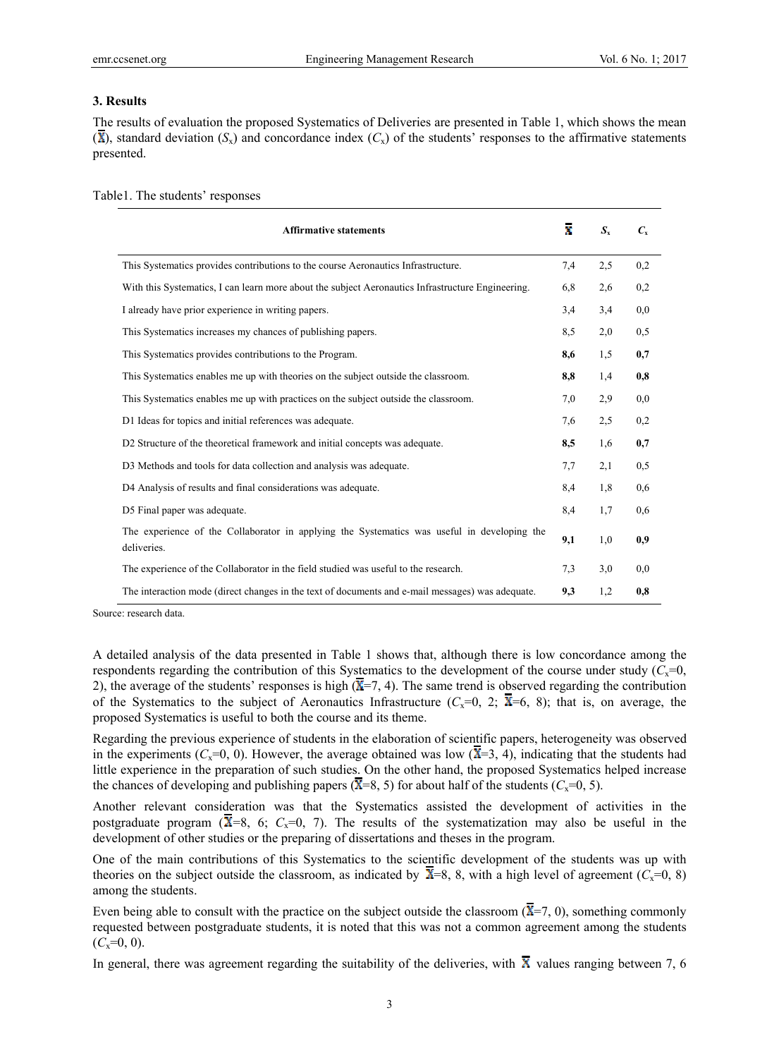### 3. Results

The results of evaluation the proposed Systematics of Deliveries are presented in Table 1, which shows the mean ($\bar{X}$), standard deviation ($S_x$) and concordance index ($C_x$) of the students' responses to the affirmative statements presented.

Table1. The students' responses

| Affirmative statements | $\bar{X}$ | $S_x$ | $C_x$ |
|---|---|---|---|
| This Systematics provides contributions to the course Aeronautics Infrastructure. | 7,4 | 2,5 | 0,2 |
| With this Systematics, I can learn more about the subject Aeronautics Infrastructure Engineering. | 6,8 | 2,6 | 0,2 |
| I already have prior experience in writing papers. | 3,4 | 3,4 | 0,0 |
| This Systematics increases my chances of publishing papers. | 8,5 | 2,0 | 0,5 |
| This Systematics provides contributions to the Program. | **8,6** | 1,5 | **0,7** |
| This Systematics enables me up with theories on the subject outside the classroom. | **8,8** | 1,4 | **0,8** |
| This Systematics enables me up with practices on the subject outside the classroom. | 7,0 | 2,9 | 0,0 |
| D1 Ideas for topics and initial references was adequate. | 7,6 | 2,5 | 0,2 |
| D2 Structure of the theoretical framework and initial concepts was adequate. | **8,5** | 1,6 | **0,7** |
| D3 Methods and tools for data collection and analysis was adequate. | 7,7 | 2,1 | 0,5 |
| D4 Analysis of results and final considerations was adequate. | 8,4 | 1,8 | 0,6 |
| D5 Final paper was adequate. | 8,4 | 1,7 | 0,6 |
| The experience of the Collaborator in applying the Systematics was useful in developing the deliveries. | **9,1** | 1,0 | **0,9** |
| The experience of the Collaborator in the field studied was useful to the research. | 7,3 | 3,0 | 0,0 |
| The interaction mode (direct changes in the text of documents and e-mail messages) was adequate. | **9,3** | 1,2 | **0,8** |

Source: research data.

A detailed analysis of the data presented in Table 1 shows that, although there is low concordance among the respondents regarding the contribution of this Systematics to the development of the course under study ($C_x$=0, 2), the average of the students' responses is high ($\bar{X}$=7, 4). The same trend is observed regarding the contribution of the Systematics to the subject of Aeronautics Infrastructure ($C_x$=0, 2; $\bar{X}$=6, 8); that is, on average, the proposed Systematics is useful to both the course and its theme.

Regarding the previous experience of students in the elaboration of scientific papers, heterogeneity was observed in the experiments ($C_x$=0, 0). However, the average obtained was low ($\bar{X}$=3, 4), indicating that the students had little experience in the preparation of such studies. On the other hand, the proposed Systematics helped increase the chances of developing and publishing papers ($\bar{X}$=8, 5) for about half of the students ($C_x$=0, 5).

Another relevant consideration was that the Systematics assisted the development of activities in the postgraduate program ($\bar{X}$=8, 6; $C_x$=0, 7). The results of the systematization may also be useful in the development of other studies or the preparing of dissertations and theses in the program.

One of the main contributions of this Systematics to the scientific development of the students was up with theories on the subject outside the classroom, as indicated by $\bar{X}$=8, 8, with a high level of agreement ($C_x$=0, 8) among the students.

Even being able to consult with the practice on the subject outside the classroom ($\bar{X}$=7, 0), something commonly requested between postgraduate students, it is noted that this was not a common agreement among the students ($C_x$=0, 0).

In general, there was agreement regarding the suitability of the deliveries, with $\bar{X}$ values ranging between 7, 6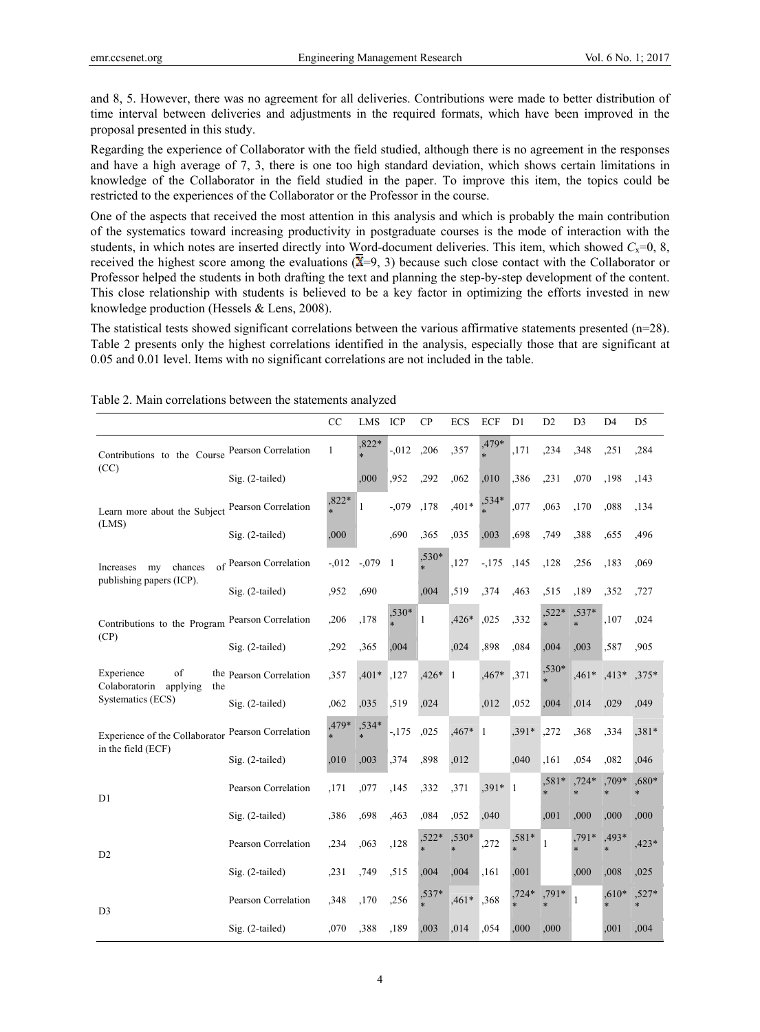and 8, 5. However, there was no agreement for all deliveries. Contributions were made to better distribution of time interval between deliveries and adjustments in the required formats, which have been improved in the proposal presented in this study.

Regarding the experience of Collaborator with the field studied, although there is no agreement in the responses and have a high average of 7, 3, there is one too high standard deviation, which shows certain limitations in knowledge of the Collaborator in the field studied in the paper. To improve this item, the topics could be restricted to the experiences of the Collaborator or the Professor in the course.

One of the aspects that received the most attention in this analysis and which is probably the main contribution of the systematics toward increasing productivity in postgraduate courses is the mode of interaction with the students, in which notes are inserted directly into Word-document deliveries. This item, which showed $C_x$=0, 8, received the highest score among the evaluations ($\bar{X}$=9, 3) because such close contact with the Collaborator or Professor helped the students in both drafting the text and planning the step-by-step development of the content. This close relationship with students is believed to be a key factor in optimizing the efforts invested in new knowledge production (Hessels & Lens, 2008).

The statistical tests showed significant correlations between the various affirmative statements presented (n=28). Table 2 presents only the highest correlations identified in the analysis, especially those that are significant at 0.05 and 0.01 level. Items with no significant correlations are not included in the table.

Table 2. Main correlations between the statements analyzed

| | | CC | LMS | ICP | CP | ECS | ECF | D1 | D2 | D3 | D4 | D5 |
|---|---|---|---|---|---|---|---|---|---|---|---|---|
| Contributions to the Course (CC) | Pearson Correlation | 1 | ,822** | -,012 | ,206 | ,357 | ,479** | ,171 | ,234 | ,348 | ,251 | ,284 |
| | Sig. (2-tailed) | | ,000 | ,952 | ,292 | ,062 | ,010 | ,386 | ,231 | ,070 | ,198 | ,143 |
| Learn more about the Subject (LMS) | Pearson Correlation | ,822** | 1 | -,079 | ,178 | ,401* | ,534** | ,077 | ,063 | ,170 | ,088 | ,134 |
| | Sig. (2-tailed) | ,000 | | ,690 | ,365 | ,035 | ,003 | ,698 | ,749 | ,388 | ,655 | ,496 |
| Increases my chances of publishing papers (ICP). | Pearson Correlation | -,012 | -,079 | 1 | ,530** | ,127 | -,175 | ,145 | ,128 | ,256 | ,183 | ,069 |
| | Sig. (2-tailed) | ,952 | ,690 | | ,004 | ,519 | ,374 | ,463 | ,515 | ,189 | ,352 | ,727 |
| Contributions to the Program (CP) | Pearson Correlation | ,206 | ,178 | ,530** | 1 | ,426* | ,025 | ,332 | ,522** | ,537** | ,107 | ,024 |
| | Sig. (2-tailed) | ,292 | ,365 | ,004 | | ,024 | ,898 | ,084 | ,004 | ,003 | ,587 | ,905 |
| Experience of the Colaboratorin applying the Systematics (ECS) | Pearson Correlation | ,357 | ,401* | ,127 | ,426* | 1 | ,467* | ,371 | ,530** | ,461* | ,413* | ,375* |
| | Sig. (2-tailed) | ,062 | ,035 | ,519 | ,024 | | ,012 | ,052 | ,004 | ,014 | ,029 | ,049 |
| Experience of the Collaborator in the field (ECF) | Pearson Correlation | ,479** | ,534** | -,175 | ,025 | ,467* | 1 | ,391* | ,272 | ,368 | ,334 | ,381* |
| | Sig. (2-tailed) | ,010 | ,003 | ,374 | ,898 | ,012 | | ,040 | ,161 | ,054 | ,082 | ,046 |
| D1 | Pearson Correlation | ,171 | ,077 | ,145 | ,332 | ,371 | ,391* | 1 | ,581** | ,724** | ,709** | ,680** |
| | Sig. (2-tailed) | ,386 | ,698 | ,463 | ,084 | ,052 | ,040 | | ,001 | ,000 | ,000 | ,000 |
| D2 | Pearson Correlation | ,234 | ,063 | ,128 | ,522** | ,530** | ,272 | ,581** | 1 | ,791** | ,493** | ,423* |
| | Sig. (2-tailed) | ,231 | ,749 | ,515 | ,004 | ,004 | ,161 | ,001 | | ,000 | ,008 | ,025 |
| D3 | Pearson Correlation | ,348 | ,170 | ,256 | ,537** | ,461* | ,368 | ,724** | ,791** | 1 | ,610** | ,527** |
| | Sig. (2-tailed) | ,070 | ,388 | ,189 | ,003 | ,014 | ,054 | ,000 | ,000 | | ,001 | ,004 |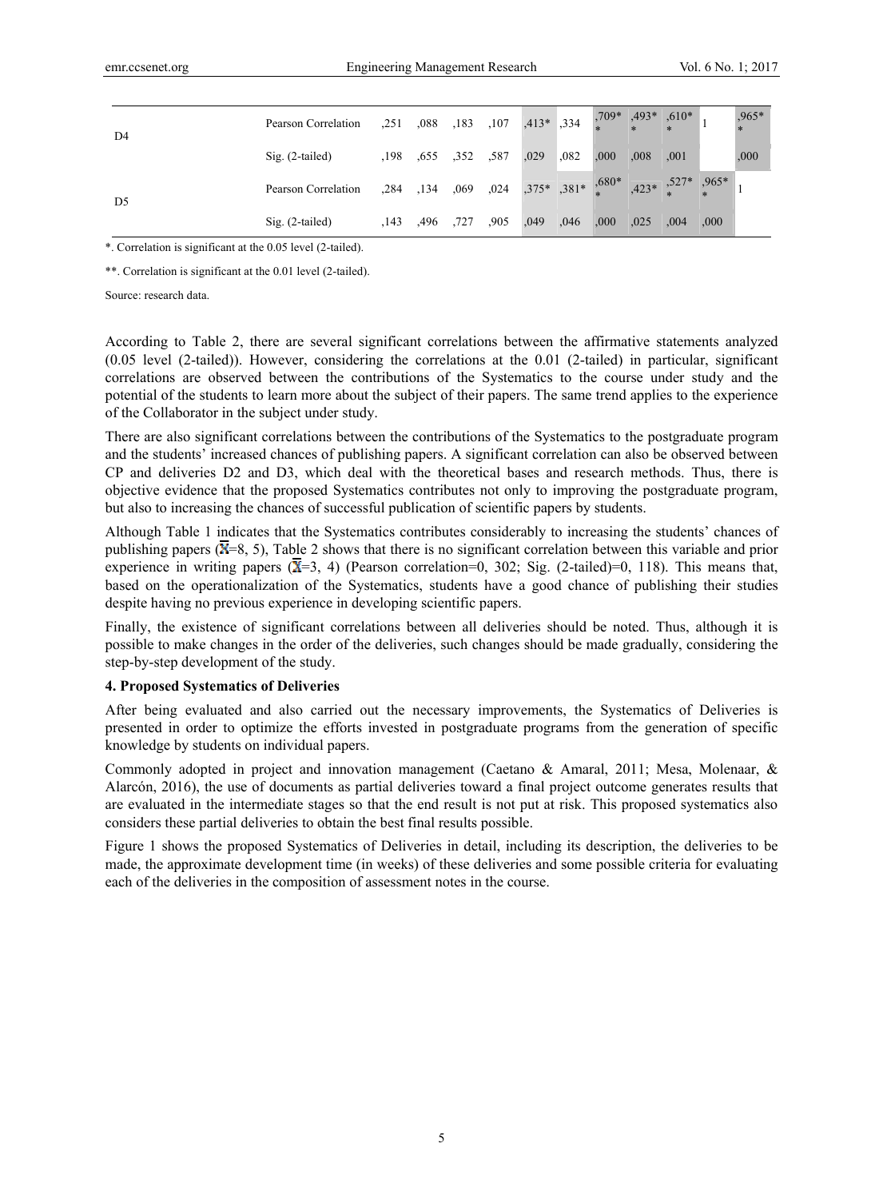| | | | | | | | | | | | | |
|---|---|---|---|---|---|---|---|---|---|---|---|---|
| D4 | Pearson Correlation | ,251 | ,088 | ,183 | ,107 | ,413* | ,334 | ,709** | ,493** | ,610** | 1 | ,965** |
| | Sig. (2-tailed) | ,198 | ,655 | ,352 | ,587 | ,029 | ,082 | ,000 | ,008 | ,001 | | ,000 |
| D5 | Pearson Correlation | ,284 | ,134 | ,069 | ,024 | ,375* | ,381* | ,680** | ,423* | ,527** | ,965** | 1 |
| | Sig. (2-tailed) | ,143 | ,496 | ,727 | ,905 | ,049 | ,046 | ,000 | ,025 | ,004 | ,000 | |

*. Correlation is significant at the 0.05 level (2-tailed).

**. Correlation is significant at the 0.01 level (2-tailed).

Source: research data.

According to Table 2, there are several significant correlations between the affirmative statements analyzed (0.05 level (2-tailed)). However, considering the correlations at the 0.01 (2-tailed) in particular, significant correlations are observed between the contributions of the Systematics to the course under study and the potential of the students to learn more about the subject of their papers. The same trend applies to the experience of the Collaborator in the subject under study.

There are also significant correlations between the contributions of the Systematics to the postgraduate program and the students' increased chances of publishing papers. A significant correlation can also be observed between CP and deliveries D2 and D3, which deal with the theoretical bases and research methods. Thus, there is objective evidence that the proposed Systematics contributes not only to improving the postgraduate program, but also to increasing the chances of successful publication of scientific papers by students.

Although Table 1 indicates that the Systematics contributes considerably to increasing the students' chances of publishing papers ($\bar{X}$=8, 5), Table 2 shows that there is no significant correlation between this variable and prior experience in writing papers ($\bar{X}$=3, 4) (Pearson correlation=0, 302; Sig. (2-tailed)=0, 118). This means that, based on the operationalization of the Systematics, students have a good chance of publishing their studies despite having no previous experience in developing scientific papers.

Finally, the existence of significant correlations between all deliveries should be noted. Thus, although it is possible to make changes in the order of the deliveries, such changes should be made gradually, considering the step-by-step development of the study.

## 4. Proposed Systematics of Deliveries

After being evaluated and also carried out the necessary improvements, the Systematics of Deliveries is presented in order to optimize the efforts invested in postgraduate programs from the generation of specific knowledge by students on individual papers.

Commonly adopted in project and innovation management (Caetano & Amaral, 2011; Mesa, Molenaar, & Alarcón, 2016), the use of documents as partial deliveries toward a final project outcome generates results that are evaluated in the intermediate stages so that the end result is not put at risk. This proposed systematics also considers these partial deliveries to obtain the best final results possible.

Figure 1 shows the proposed Systematics of Deliveries in detail, including its description, the deliveries to be made, the approximate development time (in weeks) of these deliveries and some possible criteria for evaluating each of the deliveries in the composition of assessment notes in the course.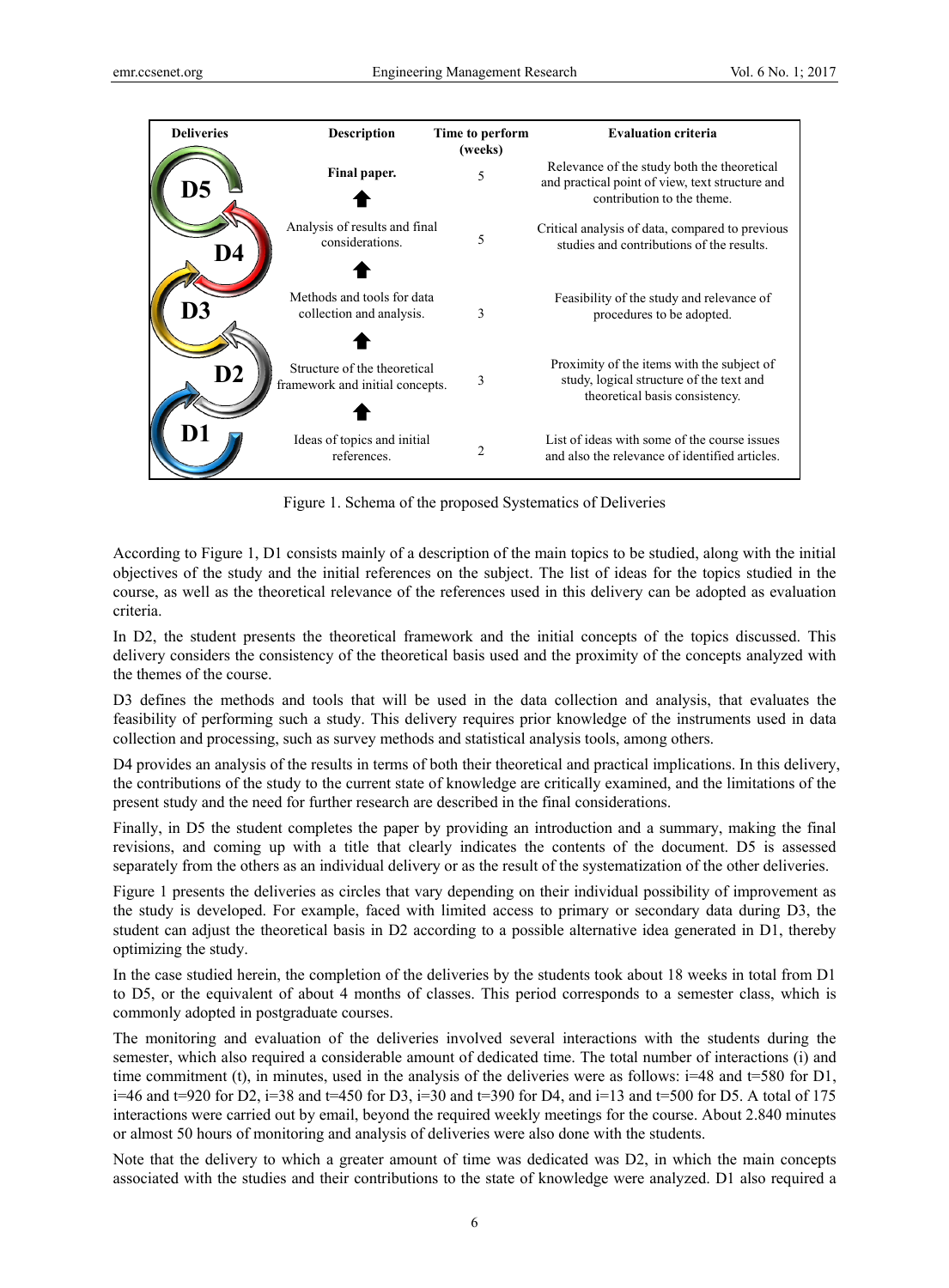| Deliveries | Description | Time to perform (weeks) | Evaluation criteria |
|---|---|---|---|
| D5 | **Final paper.** | 5 | Relevance of the study both the theoretical and practical point of view, text structure and contribution to the theme. |
| D4 | Analysis of results and final considerations. | 5 | Critical analysis of data, compared to previous studies and contributions of the results. |
| D3 | Methods and tools for data collection and analysis. | 3 | Feasibility of the study and relevance of procedures to be adopted. |
| D2 | Structure of the theoretical framework and initial concepts. | 3 | Proximity of the items with the subject of study, logical structure of the text and theoretical basis consistency. |
| D1 | Ideas of topics and initial references. | 2 | List of ideas with some of the course issues and also the relevance of identified articles. |

Figure 1. Schema of the proposed Systematics of Deliveries

According to Figure 1, D1 consists mainly of a description of the main topics to be studied, along with the initial objectives of the study and the initial references on the subject. The list of ideas for the topics studied in the course, as well as the theoretical relevance of the references used in this delivery can be adopted as evaluation criteria.

In D2, the student presents the theoretical framework and the initial concepts of the topics discussed. This delivery considers the consistency of the theoretical basis used and the proximity of the concepts analyzed with the themes of the course.

D3 defines the methods and tools that will be used in the data collection and analysis, that evaluates the feasibility of performing such a study. This delivery requires prior knowledge of the instruments used in data collection and processing, such as survey methods and statistical analysis tools, among others.

D4 provides an analysis of the results in terms of both their theoretical and practical implications. In this delivery, the contributions of the study to the current state of knowledge are critically examined, and the limitations of the present study and the need for further research are described in the final considerations.

Finally, in D5 the student completes the paper by providing an introduction and a summary, making the final revisions, and coming up with a title that clearly indicates the contents of the document. D5 is assessed separately from the others as an individual delivery or as the result of the systematization of the other deliveries.

Figure 1 presents the deliveries as circles that vary depending on their individual possibility of improvement as the study is developed. For example, faced with limited access to primary or secondary data during D3, the student can adjust the theoretical basis in D2 according to a possible alternative idea generated in D1, thereby optimizing the study.

In the case studied herein, the completion of the deliveries by the students took about 18 weeks in total from D1 to D5, or the equivalent of about 4 months of classes. This period corresponds to a semester class, which is commonly adopted in postgraduate courses.

The monitoring and evaluation of the deliveries involved several interactions with the students during the semester, which also required a considerable amount of dedicated time. The total number of interactions (i) and time commitment (t), in minutes, used in the analysis of the deliveries were as follows: i=48 and t=580 for D1, i=46 and t=920 for D2, i=38 and t=450 for D3, i=30 and t=390 for D4, and i=13 and t=500 for D5. A total of 175 interactions were carried out by email, beyond the required weekly meetings for the course. About 2.840 minutes or almost 50 hours of monitoring and analysis of deliveries were also done with the students.

Note that the delivery to which a greater amount of time was dedicated was D2, in which the main concepts associated with the studies and their contributions to the state of knowledge were analyzed. D1 also required a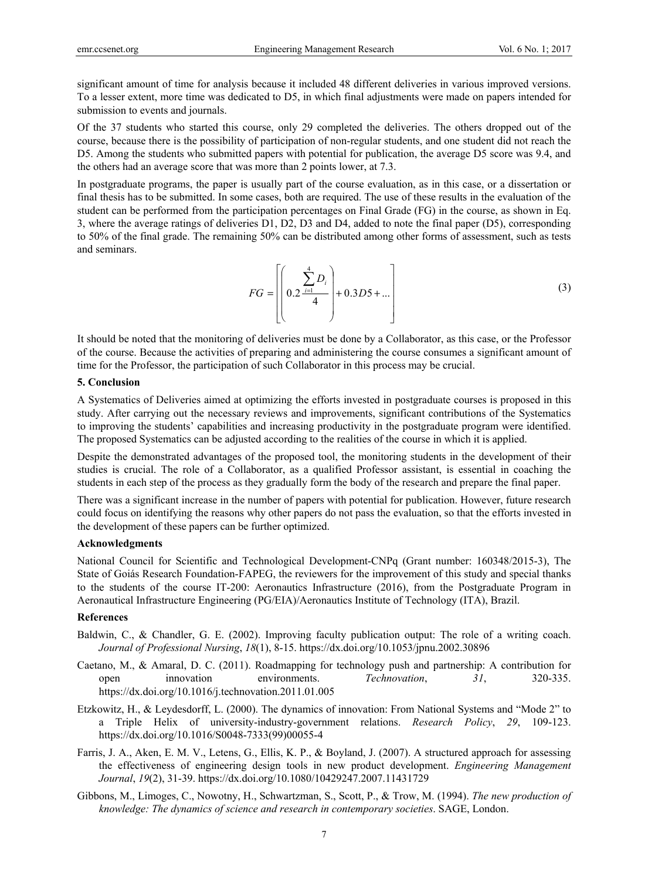significant amount of time for analysis because it included 48 different deliveries in various improved versions. To a lesser extent, more time was dedicated to D5, in which final adjustments were made on papers intended for submission to events and journals.

Of the 37 students who started this course, only 29 completed the deliveries. The others dropped out of the course, because there is the possibility of participation of non-regular students, and one student did not reach the D5. Among the students who submitted papers with potential for publication, the average D5 score was 9.4, and the others had an average score that was more than 2 points lower, at 7.3.

In postgraduate programs, the paper is usually part of the course evaluation, as in this case, or a dissertation or final thesis has to be submitted. In some cases, both are required. The use of these results in the evaluation of the student can be performed from the participation percentages on Final Grade (FG) in the course, as shown in Eq. 3, where the average ratings of deliveries D1, D2, D3 and D4, added to note the final paper (D5), corresponding to 50% of the final grade. The remaining 50% can be distributed among other forms of assessment, such as tests and seminars.

$$FG = \left[ \left( 0.2 \frac{\sum_{i=1}^{4} D_i}{4} \right) + 0.3D5 + \ldots \right] \tag{3}$$

It should be noted that the monitoring of deliveries must be done by a Collaborator, as this case, or the Professor of the course. Because the activities of preparing and administering the course consumes a significant amount of time for the Professor, the participation of such Collaborator in this process may be crucial.

## 5. Conclusion

A Systematics of Deliveries aimed at optimizing the efforts invested in postgraduate courses is proposed in this study. After carrying out the necessary reviews and improvements, significant contributions of the Systematics to improving the students' capabilities and increasing productivity in the postgraduate program were identified. The proposed Systematics can be adjusted according to the realities of the course in which it is applied.

Despite the demonstrated advantages of the proposed tool, the monitoring students in the development of their studies is crucial. The role of a Collaborator, as a qualified Professor assistant, is essential in coaching the students in each step of the process as they gradually form the body of the research and prepare the final paper.

There was a significant increase in the number of papers with potential for publication. However, future research could focus on identifying the reasons why other papers do not pass the evaluation, so that the efforts invested in the development of these papers can be further optimized.

### Acknowledgments

National Council for Scientific and Technological Development-CNPq (Grant number: 160348/2015-3), The State of Goiás Research Foundation-FAPEG, the reviewers for the improvement of this study and special thanks to the students of the course IT-200: Aeronautics Infrastructure (2016), from the Postgraduate Program in Aeronautical Infrastructure Engineering (PG/EIA)/Aeronautics Institute of Technology (ITA), Brazil.

### References

Baldwin, C., & Chandler, G. E. (2002). Improving faculty publication output: The role of a writing coach. *Journal of Professional Nursing*, *18*(1), 8-15. https://dx.doi.org/10.1053/jpnu.2002.30896

Caetano, M., & Amaral, D. C. (2011). Roadmapping for technology push and partnership: A contribution for open innovation environments. *Technovation*, *31*, 320-335. https://dx.doi.org/10.1016/j.technovation.2011.01.005

Etzkowitz, H., & Leydesdorff, L. (2000). The dynamics of innovation: From National Systems and "Mode 2" to a Triple Helix of university-industry-government relations. *Research Policy*, *29*, 109-123. https://dx.doi.org/10.1016/S0048-7333(99)00055-4

Farris, J. A., Aken, E. M. V., Letens, G., Ellis, K. P., & Boyland, J. (2007). A structured approach for assessing the effectiveness of engineering design tools in new product development. *Engineering Management Journal*, *19*(2), 31-39. https://dx.doi.org/10.1080/10429247.2007.11431729

Gibbons, M., Limoges, C., Nowotny, H., Schwartzman, S., Scott, P., & Trow, M. (1994). *The new production of knowledge: The dynamics of science and research in contemporary societies*. SAGE, London.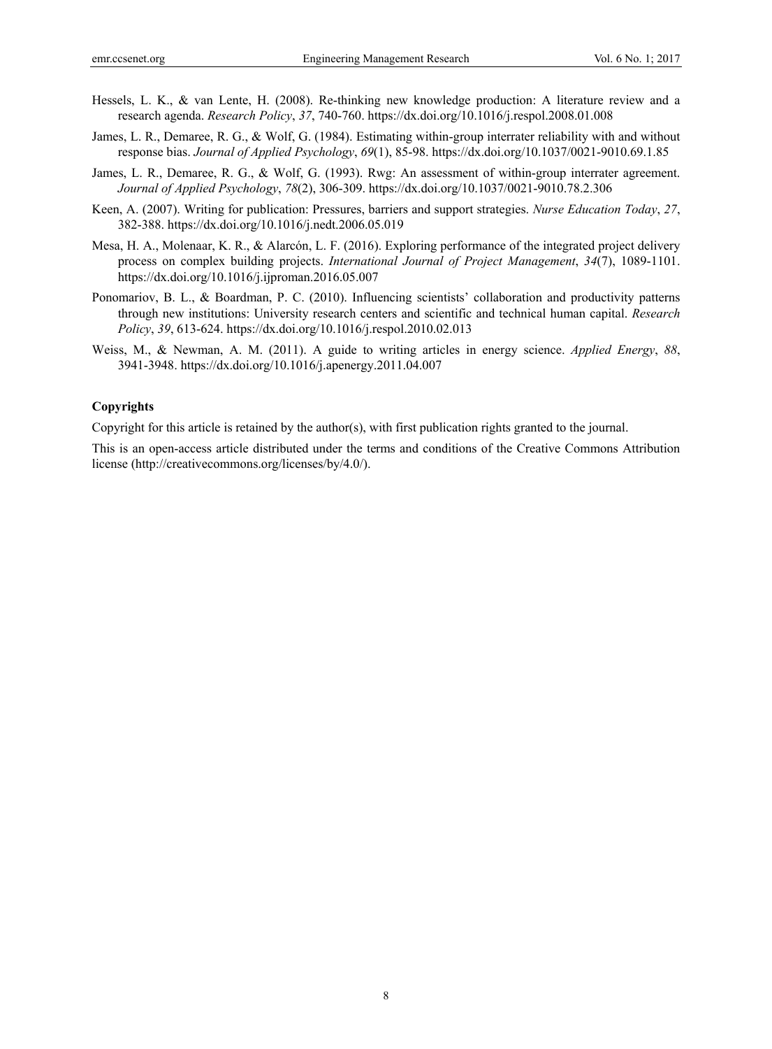Hessels, L. K., & van Lente, H. (2008). Re-thinking new knowledge production: A literature review and a research agenda. *Research Policy*, *37*, 740-760. https://dx.doi.org/10.1016/j.respol.2008.01.008

James, L. R., Demaree, R. G., & Wolf, G. (1984). Estimating within-group interrater reliability with and without response bias. *Journal of Applied Psychology*, *69*(1), 85-98. https://dx.doi.org/10.1037/0021-9010.69.1.85

James, L. R., Demaree, R. G., & Wolf, G. (1993). Rwg: An assessment of within-group interrater agreement. *Journal of Applied Psychology*, *78*(2), 306-309. https://dx.doi.org/10.1037/0021-9010.78.2.306

Keen, A. (2007). Writing for publication: Pressures, barriers and support strategies. *Nurse Education Today*, *27*, 382-388. https://dx.doi.org/10.1016/j.nedt.2006.05.019

Mesa, H. A., Molenaar, K. R., & Alarcón, L. F. (2016). Exploring performance of the integrated project delivery process on complex building projects. *International Journal of Project Management*, *34*(7), 1089-1101. https://dx.doi.org/10.1016/j.ijproman.2016.05.007

Ponomariov, B. L., & Boardman, P. C. (2010). Influencing scientists' collaboration and productivity patterns through new institutions: University research centers and scientific and technical human capital. *Research Policy*, *39*, 613-624. https://dx.doi.org/10.1016/j.respol.2010.02.013

Weiss, M., & Newman, A. M. (2011). A guide to writing articles in energy science. *Applied Energy*, *88*, 3941-3948. https://dx.doi.org/10.1016/j.apenergy.2011.04.007

**Copyrights**

Copyright for this article is retained by the author(s), with first publication rights granted to the journal.

This is an open-access article distributed under the terms and conditions of the Creative Commons Attribution license (http://creativecommons.org/licenses/by/4.0/).